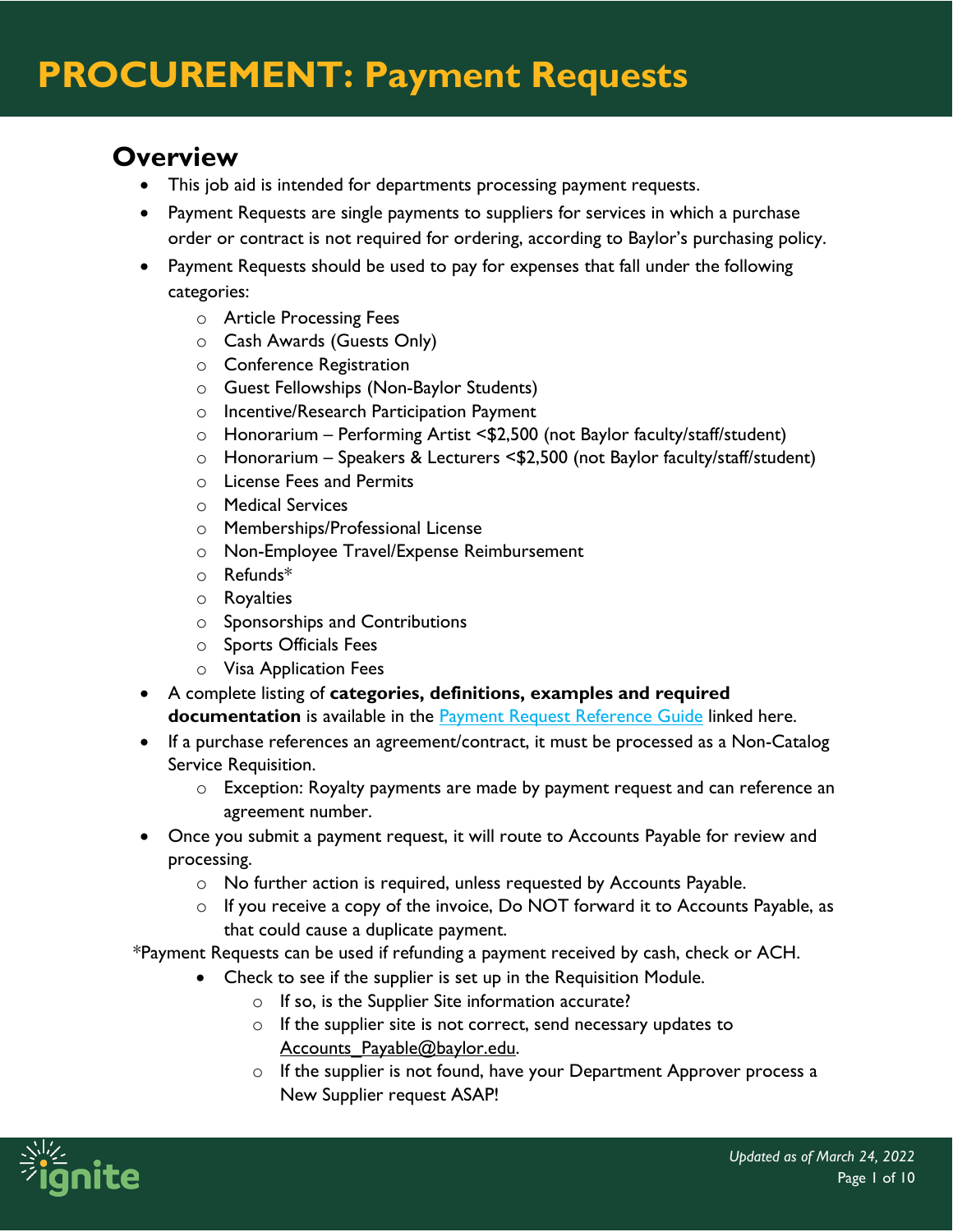# PROCUREMENT: Payment Requests

## Overview

- This job aid is intended for departments processing payment requests.
- Payment Requests are single payments to suppliers for services in which a purchase order or contract is not required for ordering, according to Baylor's purchasing policy.
- Payment Requests should be used to pay for expenses that fall under the following categories:
  - Article Processing Fees
  - Cash Awards (Guests Only)
  - Conference Registration
  - Guest Fellowships (Non-Baylor Students)
  - Incentive/Research Participation Payment
  - Honorarium – Performing Artist <$2,500 (not Baylor faculty/staff/student)
  - Honorarium – Speakers & Lecturers <$2,500 (not Baylor faculty/staff/student)
  - License Fees and Permits
  - Medical Services
  - Memberships/Professional License
  - Non-Employee Travel/Expense Reimbursement
  - Refunds*
  - Royalties
  - Sponsorships and Contributions
  - Sports Officials Fees
  - Visa Application Fees
- A complete listing of **categories, definitions, examples and required documentation** is available in the [Payment Request Reference Guide]() linked here.
- If a purchase references an agreement/contract, it must be processed as a Non-Catalog Service Requisition.
  - Exception: Royalty payments are made by payment request and can reference an agreement number.
- Once you submit a payment request, it will route to Accounts Payable for review and processing.
  - No further action is required, unless requested by Accounts Payable.
  - If you receive a copy of the invoice, Do NOT forward it to Accounts Payable, as that could cause a duplicate payment.

*Payment Requests can be used if refunding a payment received by cash, check or ACH.

- Check to see if the supplier is set up in the Requisition Module.
  - If so, is the Supplier Site information accurate?
  - If the supplier site is not correct, send necessary updates to Accounts_Payable@baylor.edu.
  - If the supplier is not found, have your Department Approver process a New Supplier request ASAP!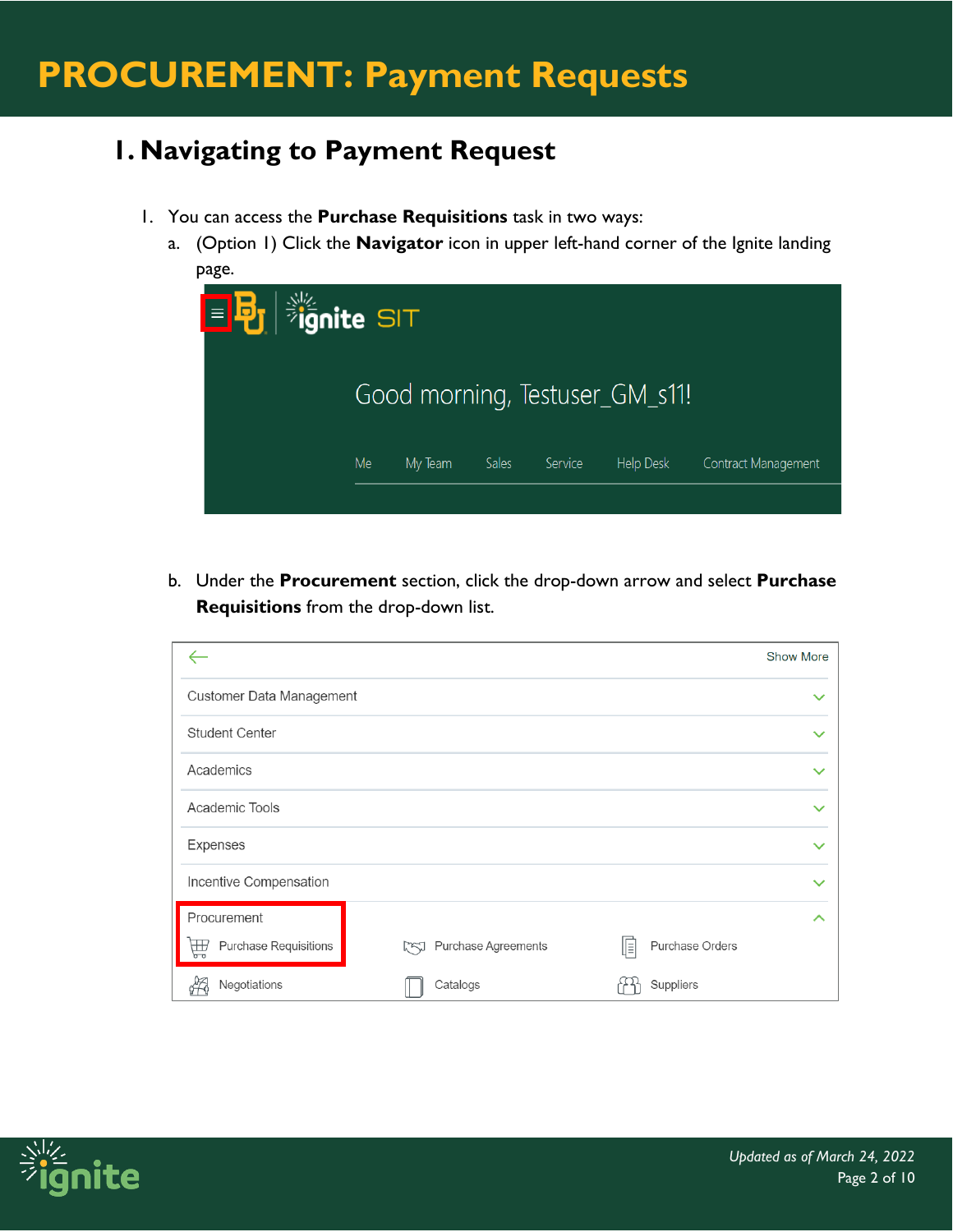# 1. Navigating to Payment Request

1. You can access the **Purchase Requisitions** task in two ways:
   a. (Option 1) Click the **Navigator** icon in upper left-hand corner of the Ignite landing page.

   b. Under the **Procurement** section, click the drop-down arrow and select **Purchase Requisitions** from the drop-down list.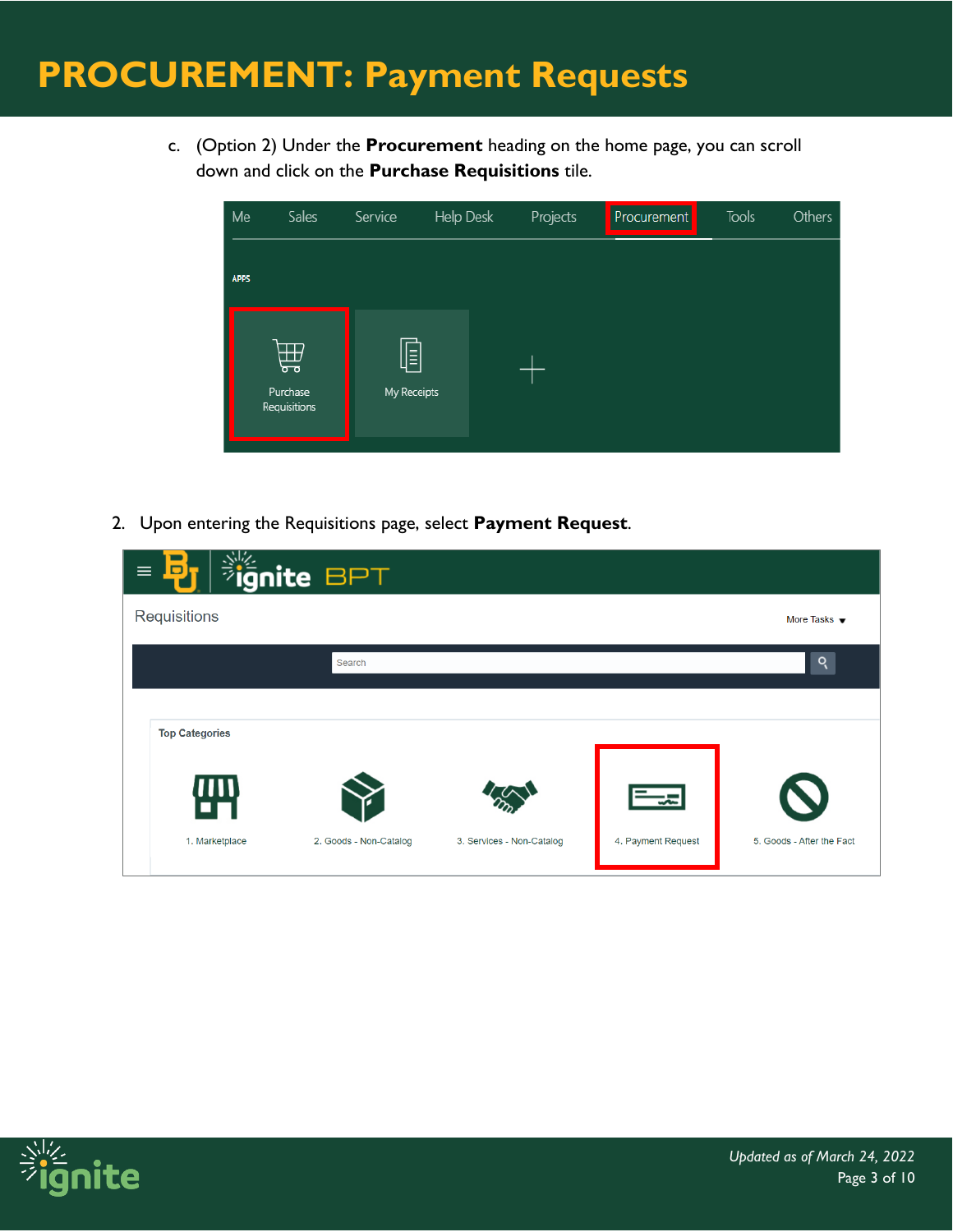# PROCUREMENT: Payment Requests

c. (Option 2) Under the **Procurement** heading on the home page, you can scroll down and click on the **Purchase Requisitions** tile.

2. Upon entering the Requisitions page, select **Payment Request**.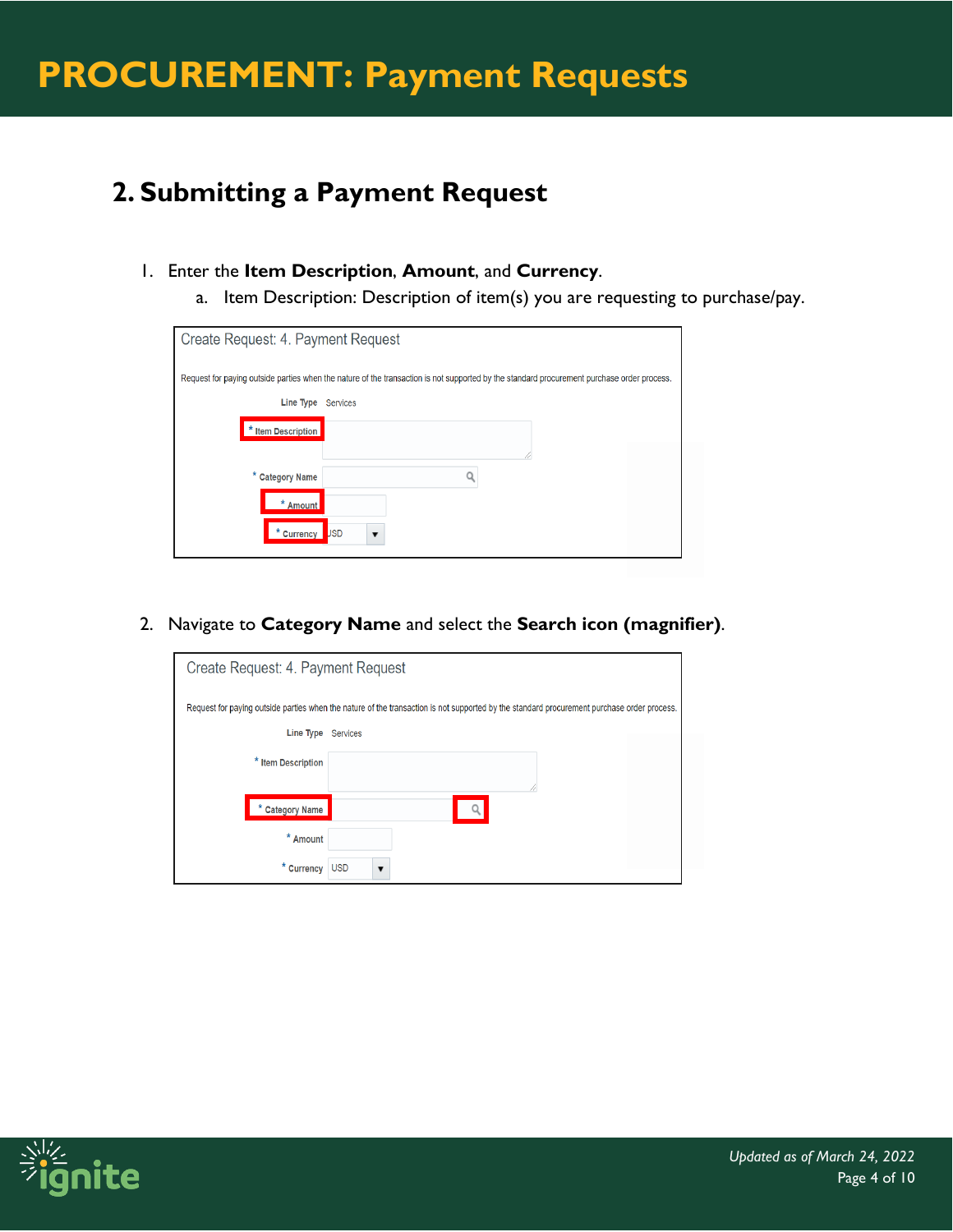## 2. Submitting a Payment Request

1. Enter the **Item Description**, **Amount**, and **Currency**.
   a. Item Description: Description of item(s) you are requesting to purchase/pay.

2. Navigate to **Category Name** and select the **Search icon (magnifier)**.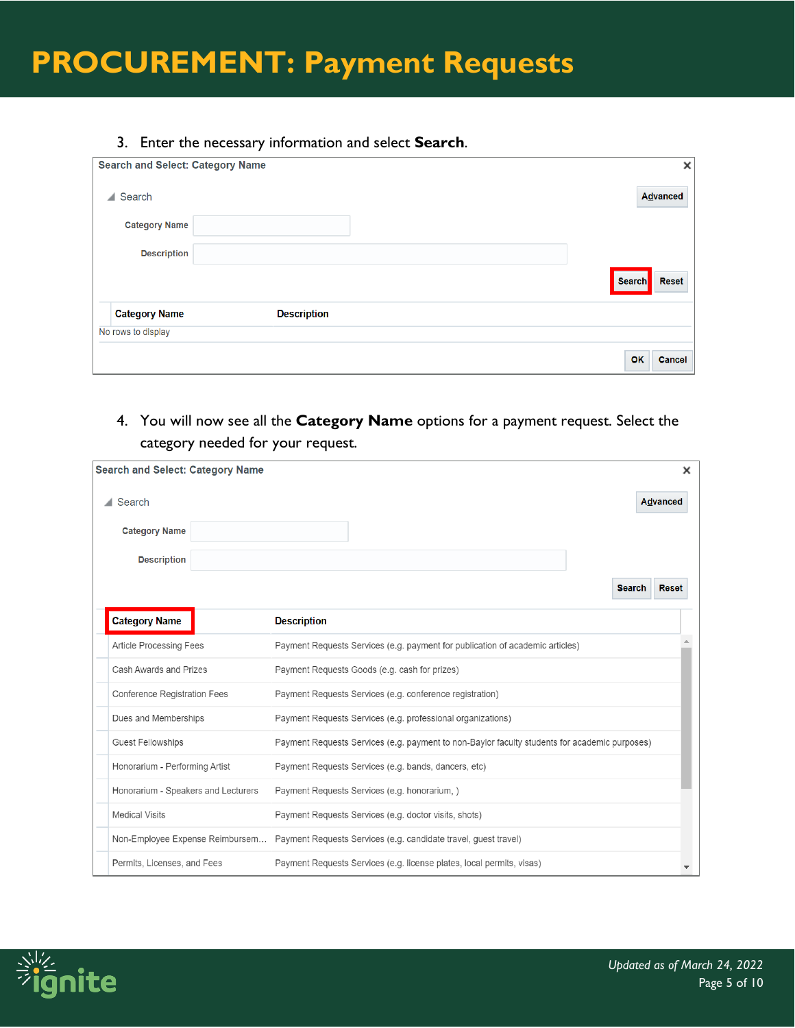# PROCUREMENT: Payment Requests

3. Enter the necessary information and select **Search**.

Search and Select: Category Name

Search

Advanced

Category Name

Description

Search Reset

| Category Name | Description |
|---|---|
| No rows to display | |

OK Cancel

4. You will now see all the **Category Name** options for a payment request. Select the category needed for your request.

Search and Select: Category Name

Search

Advanced

Category Name

Description

Search Reset

| Category Name | Description |
|---|---|
| Article Processing Fees | Payment Requests Services (e.g. payment for publication of academic articles) |
| Cash Awards and Prizes | Payment Requests Goods (e.g. cash for prizes) |
| Conference Registration Fees | Payment Requests Services (e.g. conference registration) |
| Dues and Memberships | Payment Requests Services (e.g. professional organizations) |
| Guest Fellowships | Payment Requests Services (e.g. payment to non-Baylor faculty students for academic purposes) |
| Honorarium - Performing Artist | Payment Requests Services (e.g. bands, dancers, etc) |
| Honorarium - Speakers and Lecturers | Payment Requests Services (e.g. honorarium, ) |
| Medical Visits | Payment Requests Services (e.g. doctor visits, shots) |
| Non-Employee Expense Reimbursem... | Payment Requests Services (e.g. candidate travel, guest travel) |
| Permits, Licenses, and Fees | Payment Requests Services (e.g. license plates, local permits, visas) |

Updated as of March 24, 2022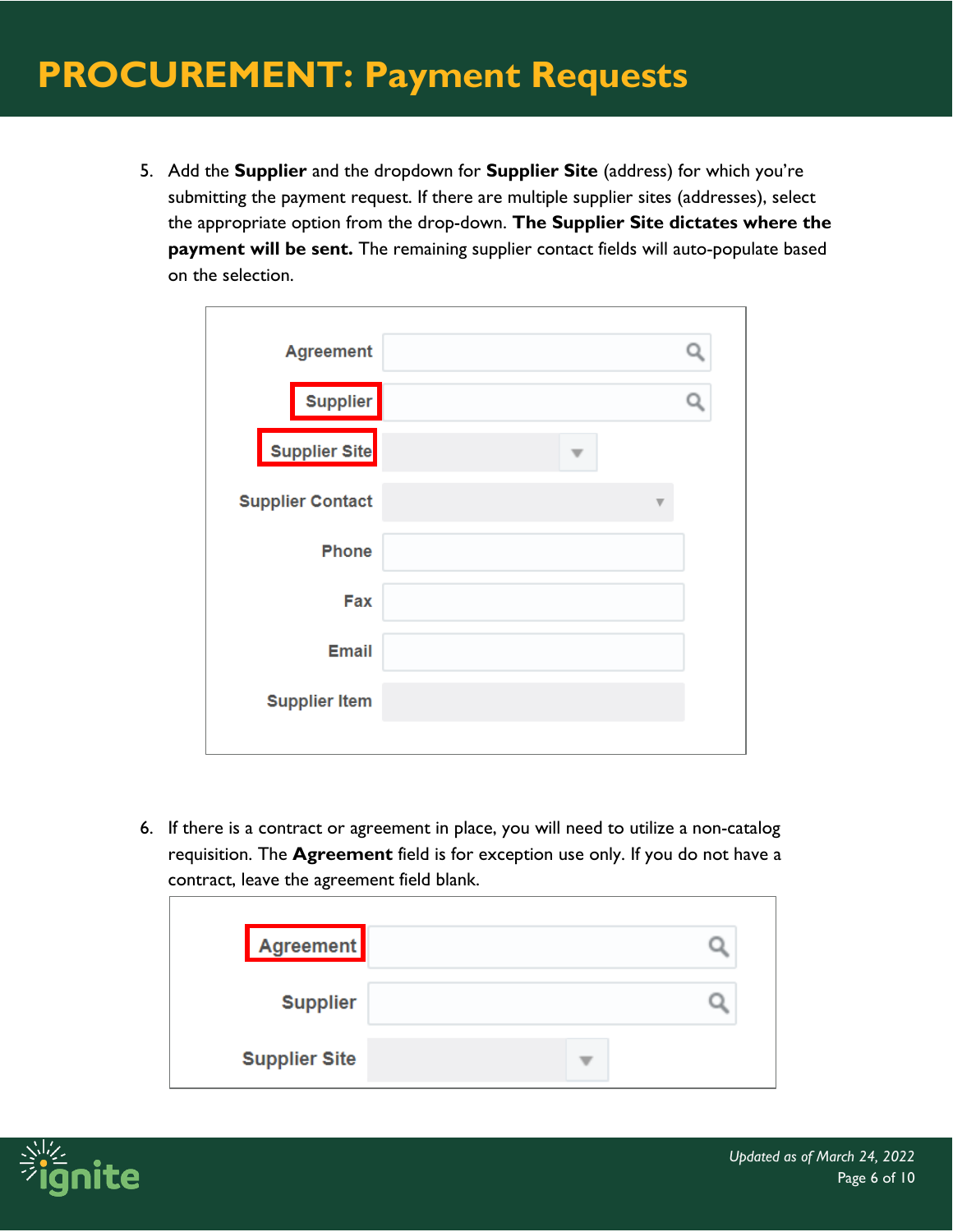5. Add the **Supplier** and the dropdown for **Supplier Site** (address) for which you're submitting the payment request. If there are multiple supplier sites (addresses), select the appropriate option from the drop-down. **The Supplier Site dictates where the payment will be sent.** The remaining supplier contact fields will auto-populate based on the selection.

6. If there is a contract or agreement in place, you will need to utilize a non-catalog requisition. The **Agreement** field is for exception use only. If you do not have a contract, leave the agreement field blank.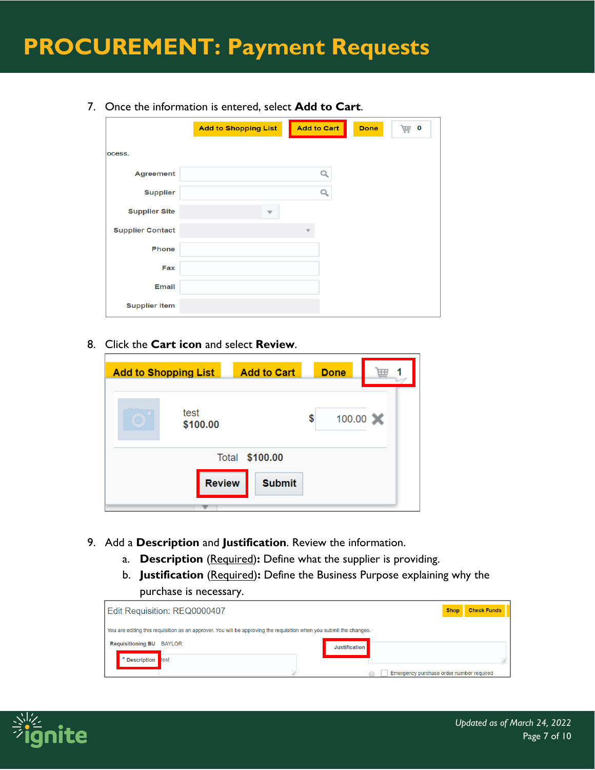7. Once the information is entered, select **Add to Cart**.

8. Click the **Cart icon** and select **Review**.

9. Add a **Description** and **Justification**. Review the information.
   a. **Description** (Required)**:** Define what the supplier is providing.
   b. **Justification** (Required)**:** Define the Business Purpose explaining why the purchase is necessary.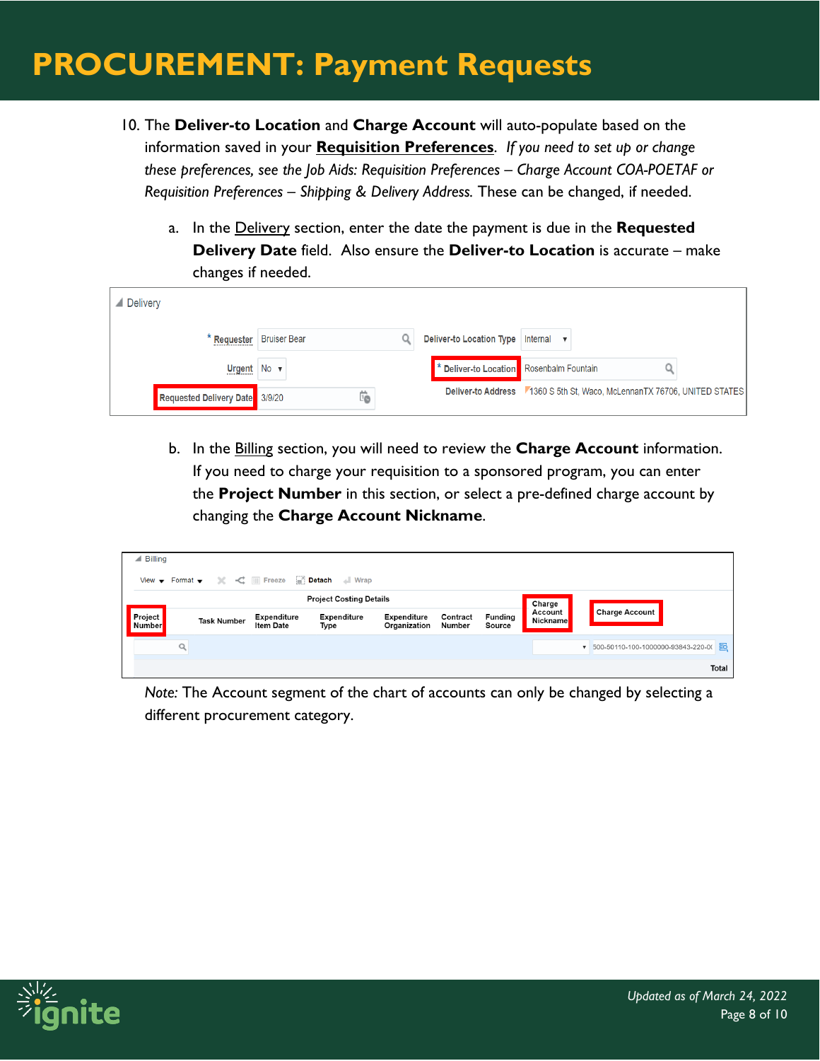# PROCUREMENT: Payment Requests

10. The **Deliver-to Location** and **Charge Account** will auto-populate based on the information saved in your **Requisition Preferences**. *If you need to set up or change these preferences, see the Job Aids: Requisition Preferences – Charge Account COA-POETAF or Requisition Preferences – Shipping & Delivery Address.* These can be changed, if needed.

   a. In the Delivery section, enter the date the payment is due in the **Requested Delivery Date** field. Also ensure the **Deliver-to Location** is accurate – make changes if needed.

   b. In the Billing section, you will need to review the **Charge Account** information. If you need to charge your requisition to a sponsored program, you can enter the **Project Number** in this section, or select a pre-defined charge account by changing the **Charge Account Nickname**.

*Note:* The Account segment of the chart of accounts can only be changed by selecting a different procurement category.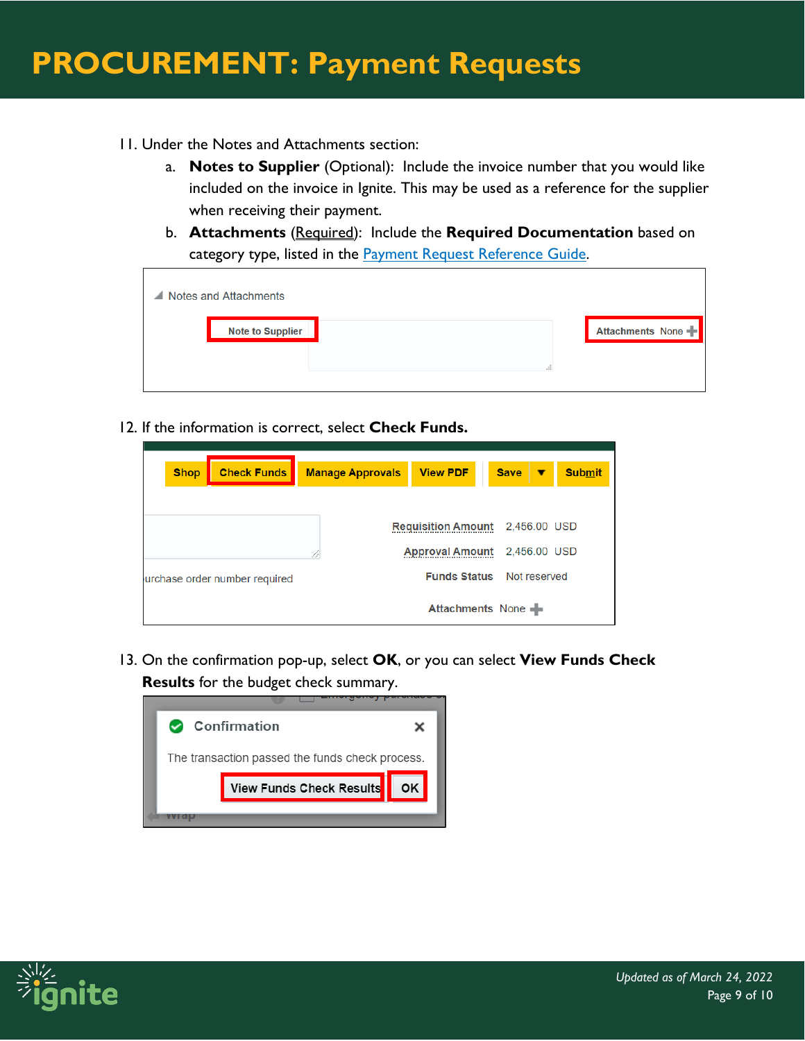# PROCUREMENT: Payment Requests

11. Under the Notes and Attachments section:
    a. **Notes to Supplier** (Optional): Include the invoice number that you would like included on the invoice in Ignite. This may be used as a reference for the supplier when receiving their payment.
    b. **Attachments** (Required): Include the **Required Documentation** based on category type, listed in the Payment Request Reference Guide.

12. If the information is correct, select **Check Funds.**

13. On the confirmation pop-up, select **OK**, or you can select **View Funds Check Results** for the budget check summary.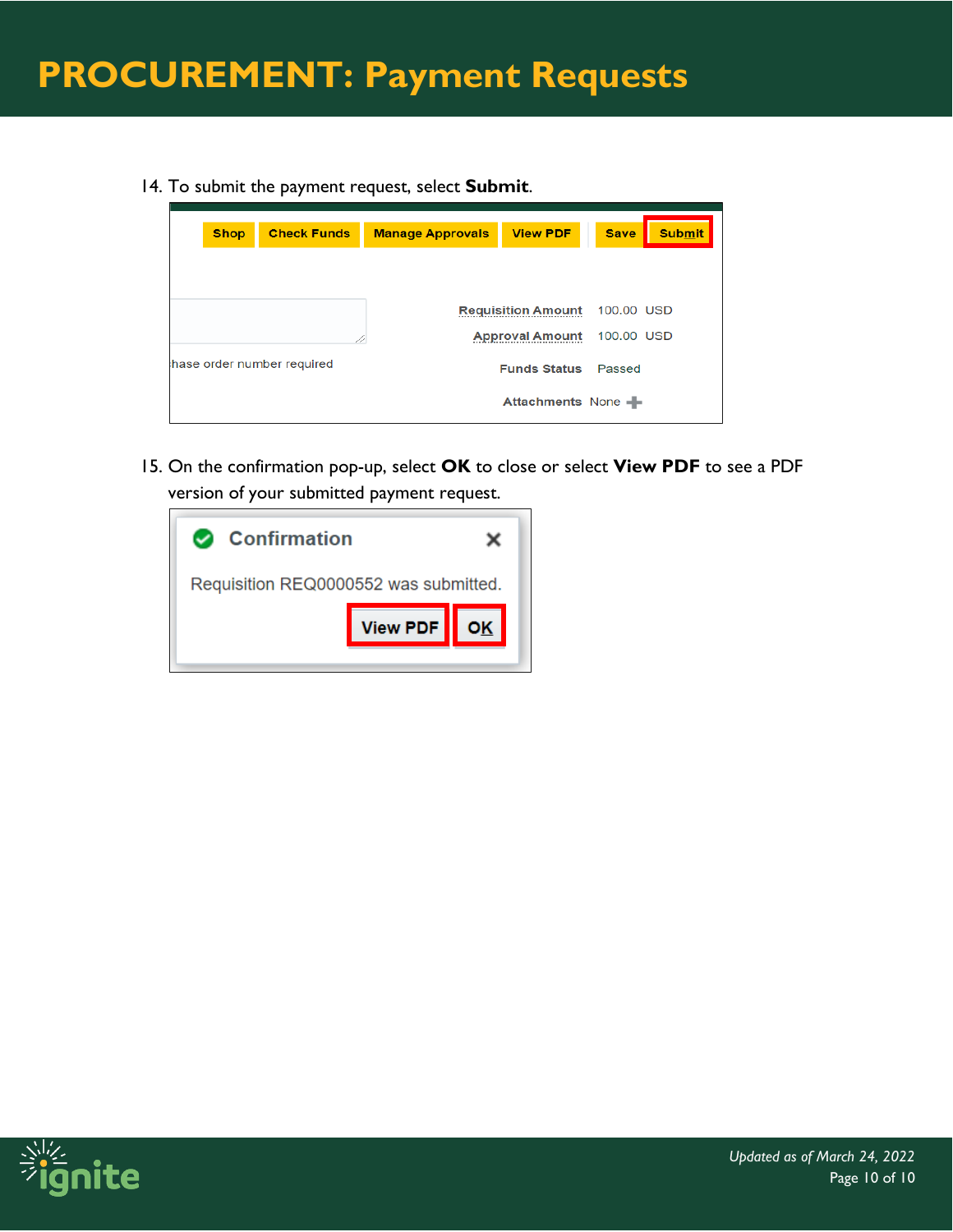# PROCUREMENT: Payment Requests

14. To submit the payment request, select **Submit**.

Shop | Check Funds | Manage Approvals | View PDF | Save | Submit

hase order number required

Requisition Amount 100.00 USD

Approval Amount 100.00 USD

Funds Status Passed

Attachments None

15. On the confirmation pop-up, select **OK** to close or select **View PDF** to see a PDF version of your submitted payment request.

Confirmation

Requisition REQ0000552 was submitted.

View PDF | OK